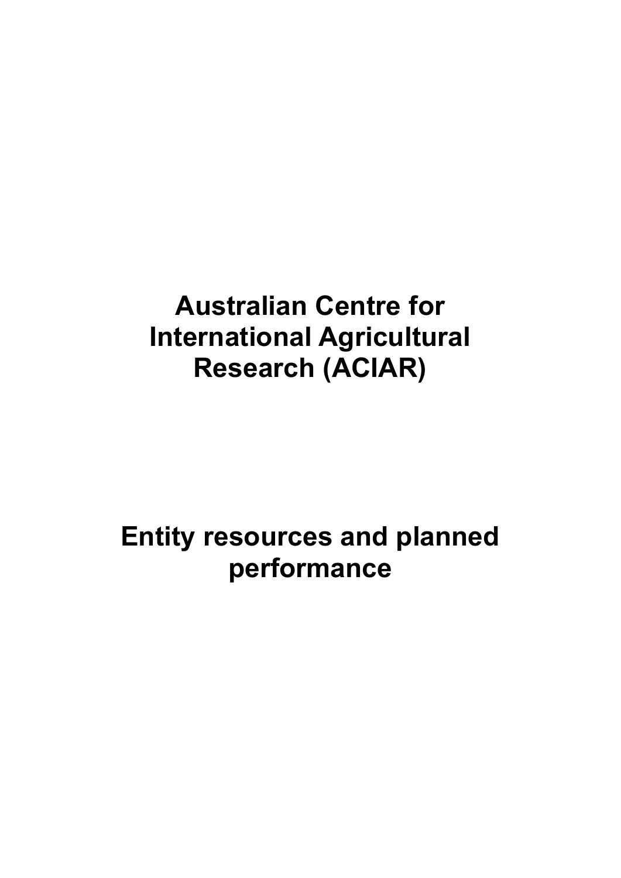# Australian Centre for International Agricultural Research (ACIAR)

# Entity resources and planned performance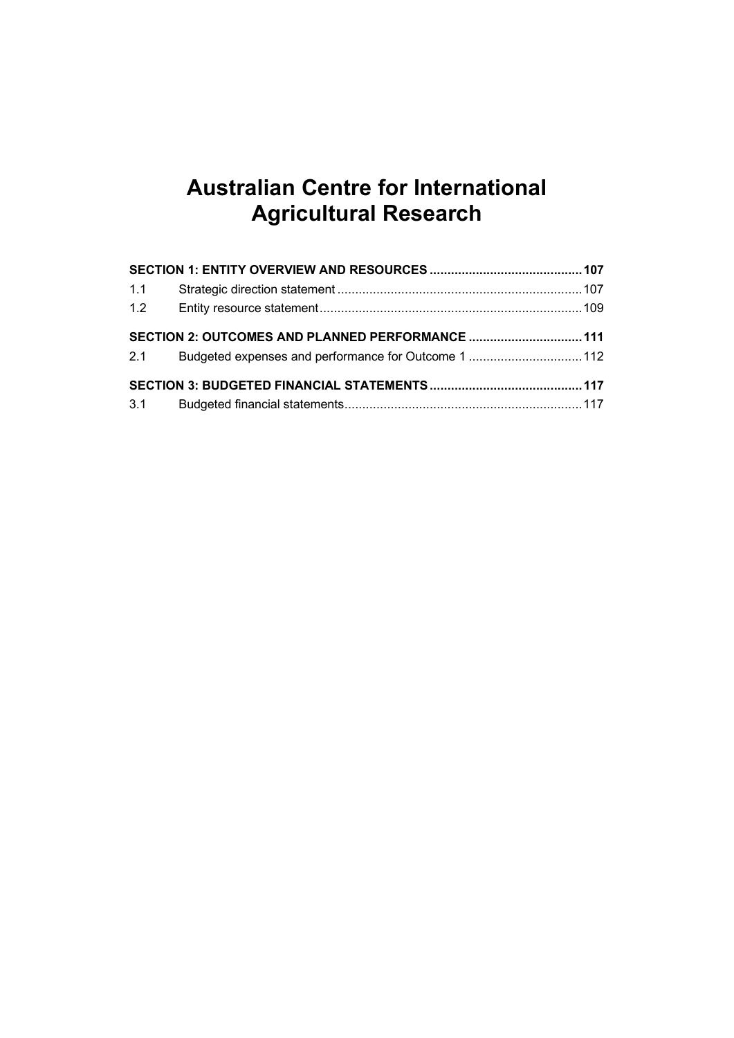# Australian Centre for International Agricultural Research

**SECTION 1: ENTITY OVERVIEW AND RESOURCES** .......................................... **107**

1.1 Strategic direction statement .................................................................... 107

1.2 Entity resource statement......................................................................... 109

**SECTION 2: OUTCOMES AND PLANNED PERFORMANCE** ................................ **111**

2.1 Budgeted expenses and performance for Outcome 1 ................................ 112

**SECTION 3: BUDGETED FINANCIAL STATEMENTS** .......................................... **117**

3.1 Budgeted financial statements.................................................................. 117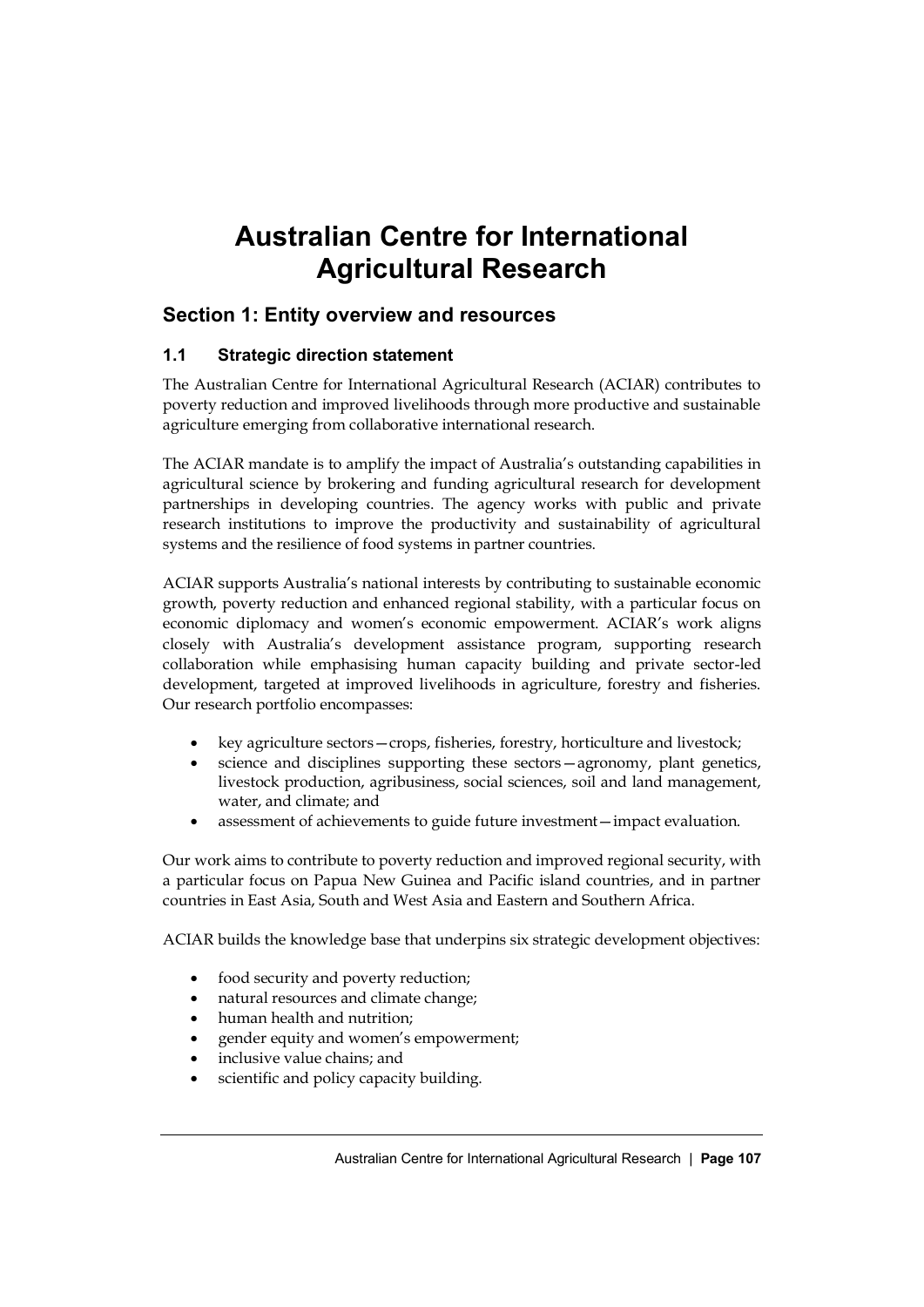# Australian Centre for International Agricultural Research

## Section 1: Entity overview and resources

### 1.1 Strategic direction statement

The Australian Centre for International Agricultural Research (ACIAR) contributes to poverty reduction and improved livelihoods through more productive and sustainable agriculture emerging from collaborative international research.

The ACIAR mandate is to amplify the impact of Australia's outstanding capabilities in agricultural science by brokering and funding agricultural research for development partnerships in developing countries. The agency works with public and private research institutions to improve the productivity and sustainability of agricultural systems and the resilience of food systems in partner countries.

ACIAR supports Australia's national interests by contributing to sustainable economic growth, poverty reduction and enhanced regional stability, with a particular focus on economic diplomacy and women's economic empowerment. ACIAR's work aligns closely with Australia's development assistance program, supporting research collaboration while emphasising human capacity building and private sector-led development, targeted at improved livelihoods in agriculture, forestry and fisheries. Our research portfolio encompasses:

- key agriculture sectors—crops, fisheries, forestry, horticulture and livestock;
- science and disciplines supporting these sectors—agronomy, plant genetics, livestock production, agribusiness, social sciences, soil and land management, water, and climate; and
- assessment of achievements to guide future investment—impact evaluation.

Our work aims to contribute to poverty reduction and improved regional security, with a particular focus on Papua New Guinea and Pacific island countries, and in partner countries in East Asia, South and West Asia and Eastern and Southern Africa.

ACIAR builds the knowledge base that underpins six strategic development objectives:

- food security and poverty reduction;
- natural resources and climate change;
- human health and nutrition;
- gender equity and women's empowerment;
- inclusive value chains; and
- scientific and policy capacity building.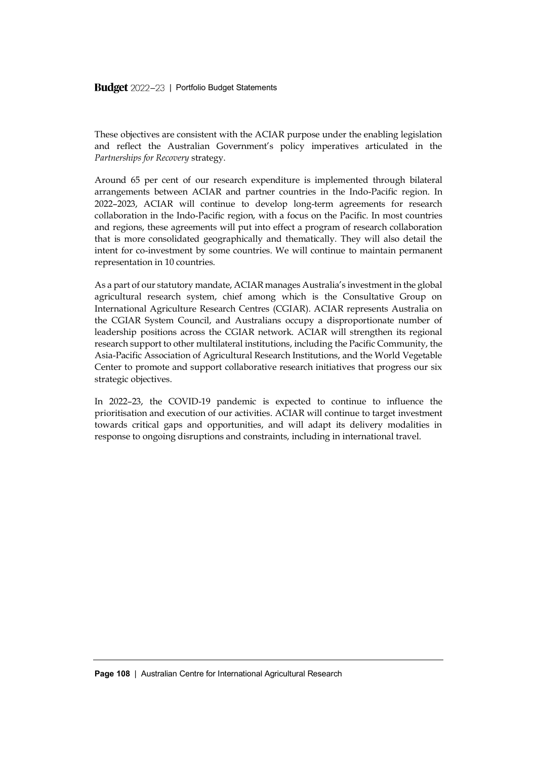These objectives are consistent with the ACIAR purpose under the enabling legislation and reflect the Australian Government's policy imperatives articulated in the *Partnerships for Recovery* strategy.

Around 65 per cent of our research expenditure is implemented through bilateral arrangements between ACIAR and partner countries in the Indo-Pacific region. In 2022–2023, ACIAR will continue to develop long-term agreements for research collaboration in the Indo-Pacific region, with a focus on the Pacific. In most countries and regions, these agreements will put into effect a program of research collaboration that is more consolidated geographically and thematically. They will also detail the intent for co-investment by some countries. We will continue to maintain permanent representation in 10 countries.

As a part of our statutory mandate, ACIAR manages Australia's investment in the global agricultural research system, chief among which is the Consultative Group on International Agriculture Research Centres (CGIAR). ACIAR represents Australia on the CGIAR System Council, and Australians occupy a disproportionate number of leadership positions across the CGIAR network. ACIAR will strengthen its regional research support to other multilateral institutions, including the Pacific Community, the Asia-Pacific Association of Agricultural Research Institutions, and the World Vegetable Center to promote and support collaborative research initiatives that progress our six strategic objectives.

In 2022–23, the COVID-19 pandemic is expected to continue to influence the prioritisation and execution of our activities. ACIAR will continue to target investment towards critical gaps and opportunities, and will adapt its delivery modalities in response to ongoing disruptions and constraints, including in international travel.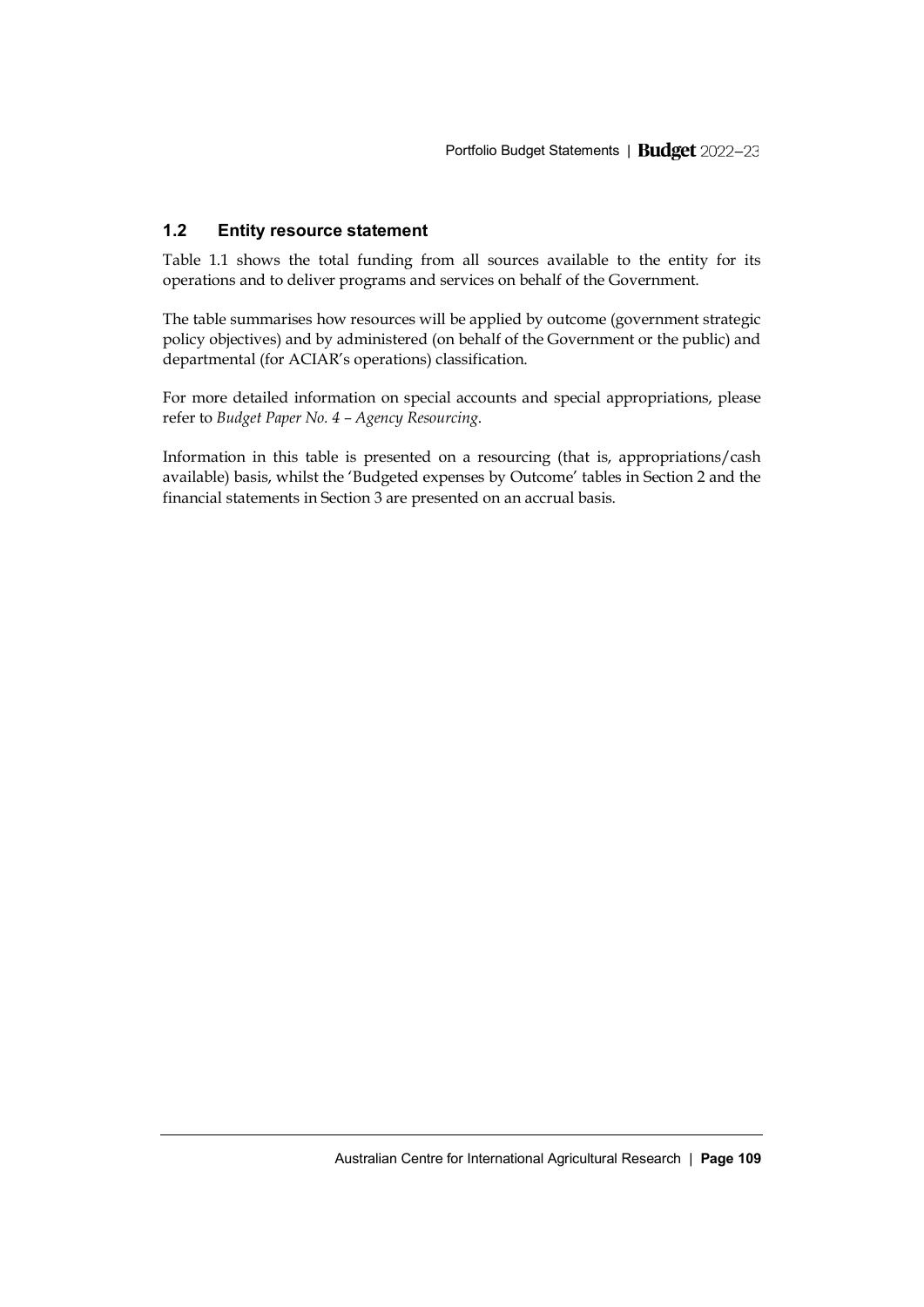## 1.2 Entity resource statement

Table 1.1 shows the total funding from all sources available to the entity for its operations and to deliver programs and services on behalf of the Government.

The table summarises how resources will be applied by outcome (government strategic policy objectives) and by administered (on behalf of the Government or the public) and departmental (for ACIAR's operations) classification.

For more detailed information on special accounts and special appropriations, please refer to *Budget Paper No. 4 – Agency Resourcing*.

Information in this table is presented on a resourcing (that is, appropriations/cash available) basis, whilst the 'Budgeted expenses by Outcome' tables in Section 2 and the financial statements in Section 3 are presented on an accrual basis.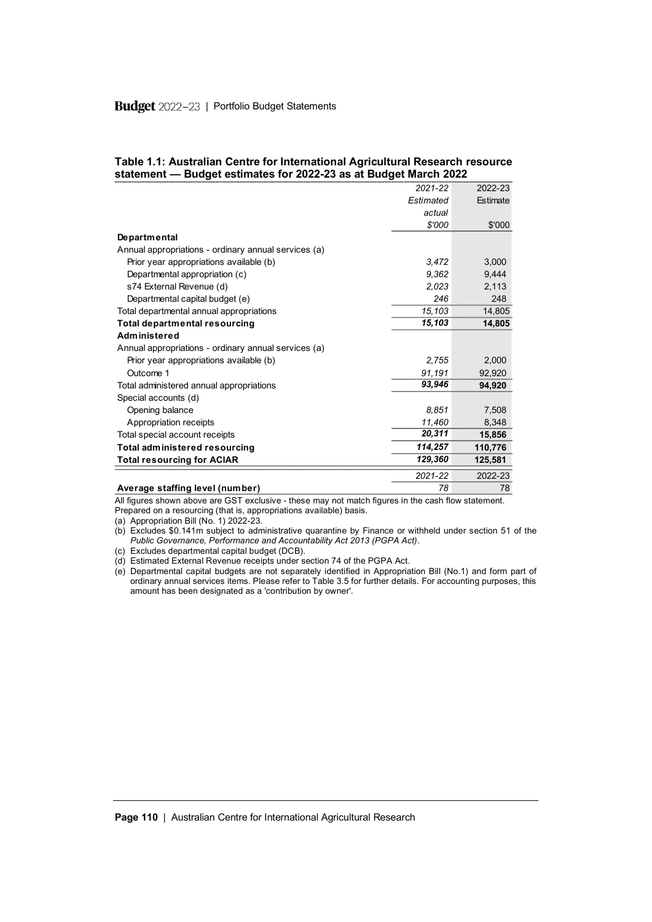**Table 1.1: Australian Centre for International Agricultural Research resource statement — Budget estimates for 2022-23 as at Budget March 2022**

| | 2021-22 Estimated actual $'000 | 2022-23 Estimate $'000 |
|---|---|---|
| **Departmental** | | |
| Annual appropriations - ordinary annual services (a) | | |
| Prior year appropriations available (b) | *3,472* | 3,000 |
| Departmental appropriation (c) | *9,362* | 9,444 |
| s74 External Revenue (d) | *2,023* | 2,113 |
| Departmental capital budget (e) | *246* | 248 |
| Total departmental annual appropriations | *15,103* | 14,805 |
| **Total departmental resourcing** | ***15,103*** | **14,805** |
| **Administered** | | |
| Annual appropriations - ordinary annual services (a) | | |
| Prior year appropriations available (b) | *2,755* | 2,000 |
| Outcome 1 | *91,191* | 92,920 |
| Total administered annual appropriations | ***93,946*** | **94,920** |
| Special accounts (d) | | |
| Opening balance | *8,851* | 7,508 |
| Appropriation receipts | *11,460* | 8,348 |
| Total special account receipts | ***20,311*** | **15,856** |
| **Total administered resourcing** | ***114,257*** | **110,776** |
| **Total resourcing for ACIAR** | ***129,360*** | **125,581** |

| | 2021-22 | 2022-23 |
|---|---|---|
| **Average staffing level (number)** | *78* | 78 |

All figures shown above are GST exclusive - these may not match figures in the cash flow statement.
Prepared on a resourcing (that is, appropriations available) basis.

(a) Appropriation Bill (No. 1) 2022-23.
(b) Excludes $0.141m subject to administrative quarantine by Finance or withheld under section 51 of the *Public Governance, Performance and Accountability Act 2013 (PGPA Act)*.
(c) Excludes departmental capital budget (DCB).
(d) Estimated External Revenue receipts under section 74 of the PGPA Act.
(e) Departmental capital budgets are not separately identified in Appropriation Bill (No.1) and form part of ordinary annual services items. Please refer to Table 3.5 for further details. For accounting purposes, this amount has been designated as a 'contribution by owner'.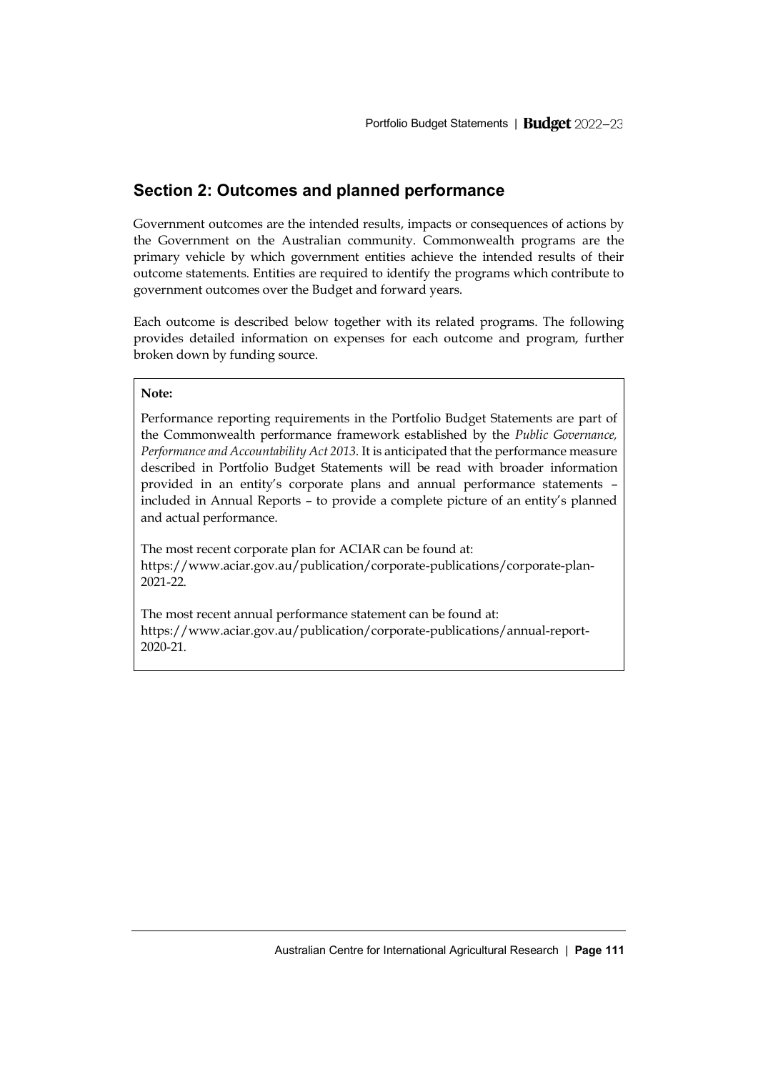## Section 2: Outcomes and planned performance

Government outcomes are the intended results, impacts or consequences of actions by the Government on the Australian community. Commonwealth programs are the primary vehicle by which government entities achieve the intended results of their outcome statements. Entities are required to identify the programs which contribute to government outcomes over the Budget and forward years.

Each outcome is described below together with its related programs. The following provides detailed information on expenses for each outcome and program, further broken down by funding source.

**Note:**

Performance reporting requirements in the Portfolio Budget Statements are part of the Commonwealth performance framework established by the *Public Governance, Performance and Accountability Act 2013*. It is anticipated that the performance measure described in Portfolio Budget Statements will be read with broader information provided in an entity's corporate plans and annual performance statements – included in Annual Reports – to provide a complete picture of an entity's planned and actual performance.

The most recent corporate plan for ACIAR can be found at: https://www.aciar.gov.au/publication/corporate-publications/corporate-plan-2021-22.

The most recent annual performance statement can be found at: https://www.aciar.gov.au/publication/corporate-publications/annual-report-2020-21.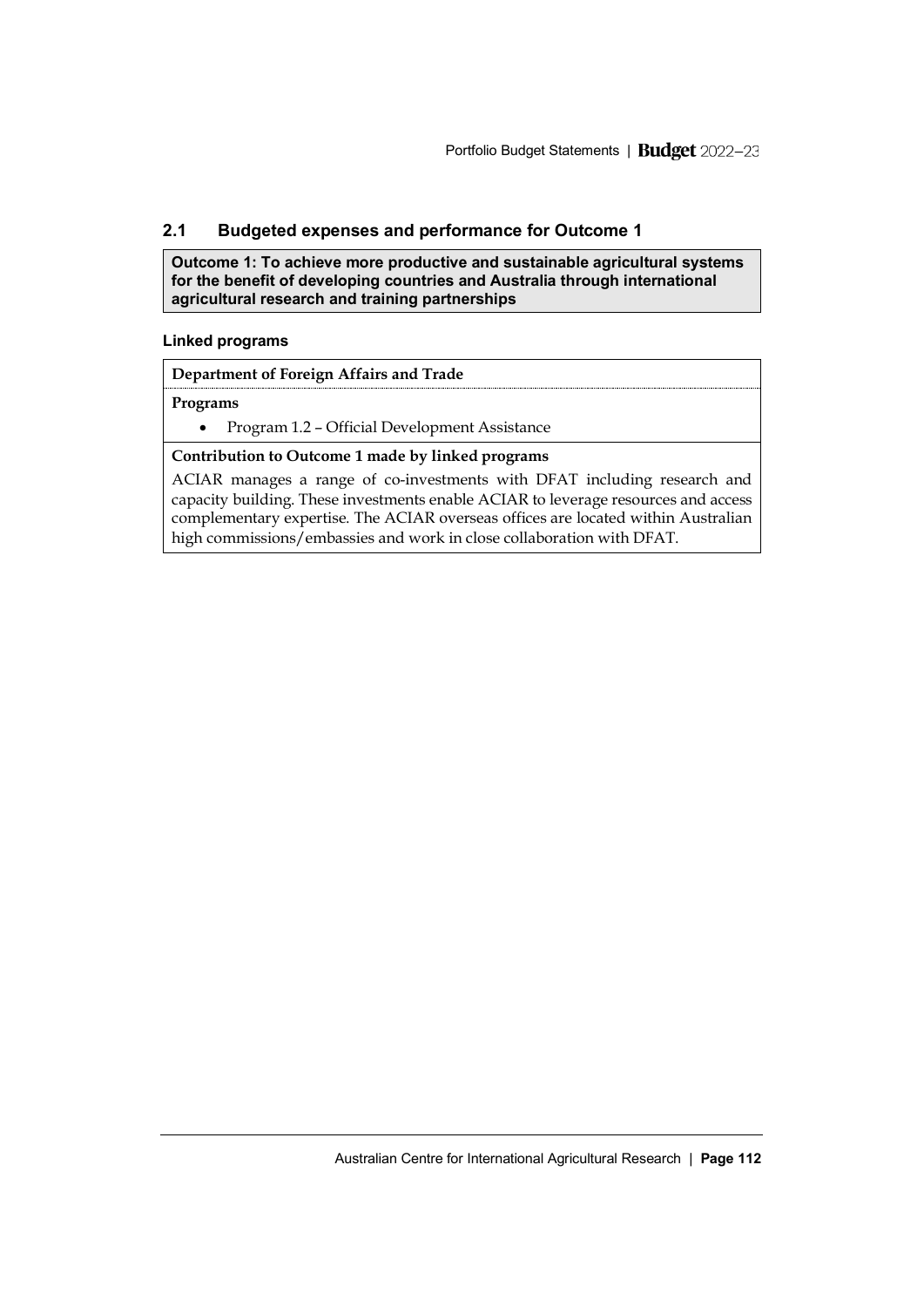## 2.1 Budgeted expenses and performance for Outcome 1

**Outcome 1: To achieve more productive and sustainable agricultural systems for the benefit of developing countries and Australia through international agricultural research and training partnerships**

#### Linked programs

**Department of Foreign Affairs and Trade**

**Programs**

- Program 1.2 – Official Development Assistance

**Contribution to Outcome 1 made by linked programs**

ACIAR manages a range of co-investments with DFAT including research and capacity building. These investments enable ACIAR to leverage resources and access complementary expertise. The ACIAR overseas offices are located within Australian high commissions/embassies and work in close collaboration with DFAT.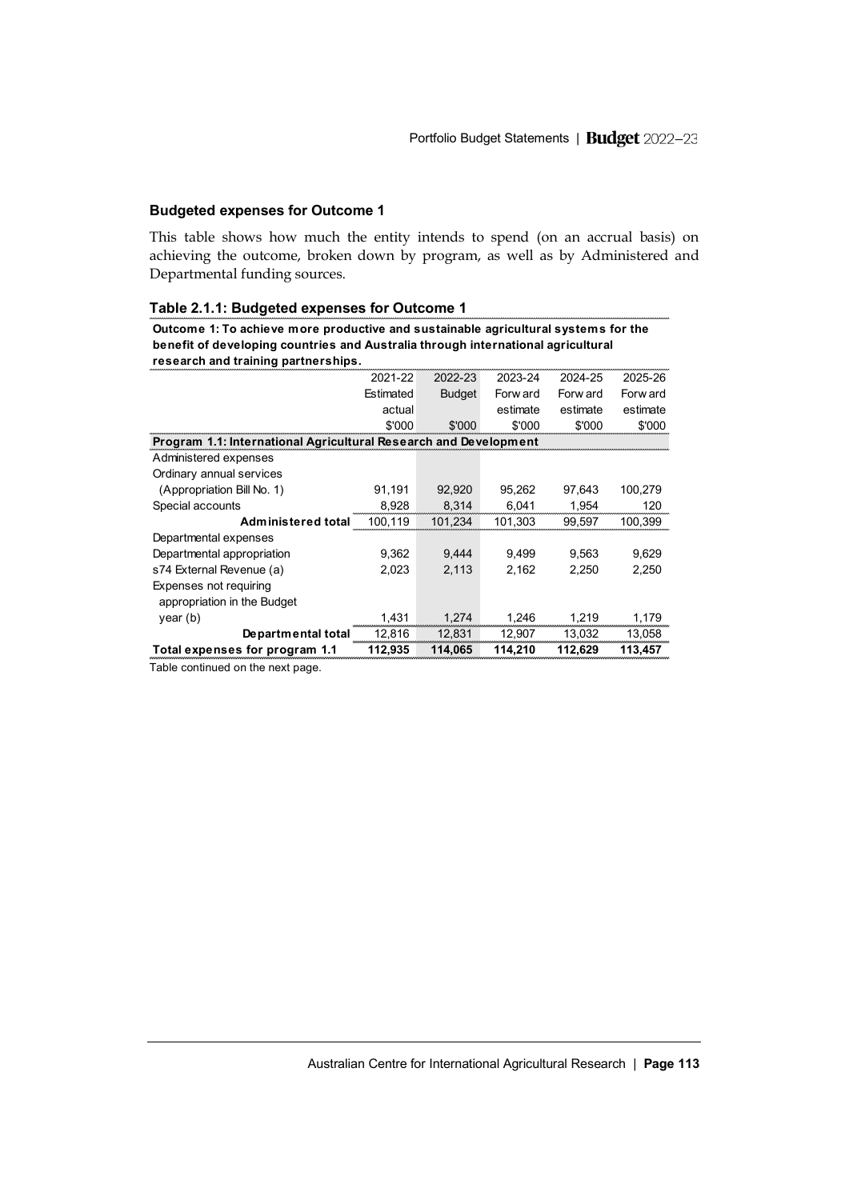### Budgeted expenses for Outcome 1

This table shows how much the entity intends to spend (on an accrual basis) on achieving the outcome, broken down by program, as well as by Administered and Departmental funding sources.

#### Table 2.1.1: Budgeted expenses for Outcome 1

**Outcome 1: To achieve more productive and sustainable agricultural systems for the benefit of developing countries and Australia through international agricultural research and training partnerships.**

| | 2021-22 Estimated actual $'000 | 2022-23 Budget $'000 | 2023-24 Forward estimate $'000 | 2024-25 Forward estimate $'000 | 2025-26 Forward estimate $'000 |
|---|---|---|---|---|---|
| **Program 1.1: International Agricultural Research and Development** | | | | | |
| Administered expenses | | | | | |
| Ordinary annual services (Appropriation Bill No. 1) | 91,191 | 92,920 | 95,262 | 97,643 | 100,279 |
| Special accounts | 8,928 | 8,314 | 6,041 | 1,954 | 120 |
| **Administered total** | 100,119 | 101,234 | 101,303 | 99,597 | 100,399 |
| Departmental expenses | | | | | |
| Departmental appropriation | 9,362 | 9,444 | 9,499 | 9,563 | 9,629 |
| s74 External Revenue (a) | 2,023 | 2,113 | 2,162 | 2,250 | 2,250 |
| Expenses not requiring appropriation in the Budget year (b) | 1,431 | 1,274 | 1,246 | 1,219 | 1,179 |
| **Departmental total** | 12,816 | 12,831 | 12,907 | 13,032 | 13,058 |
| **Total expenses for program 1.1** | **112,935** | **114,065** | **114,210** | **112,629** | **113,457** |

Table continued on the next page.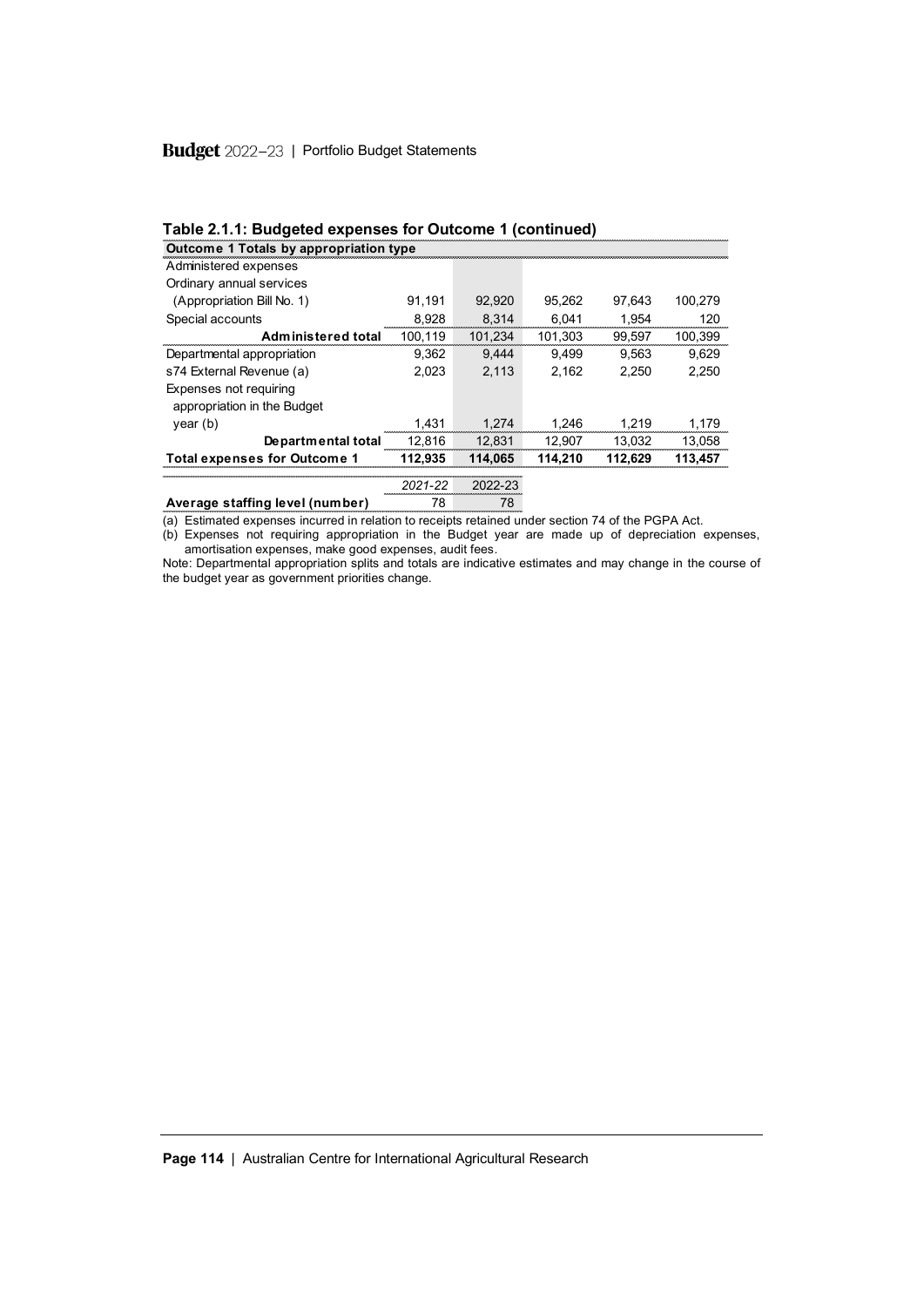**Table 2.1.1: Budgeted expenses for Outcome 1 (continued)**

| Outcome 1 Totals by appropriation type | | | | | |
|---|---|---|---|---|---|
| Administered expenses | | | | | |
| Ordinary annual services | | | | | |
| (Appropriation Bill No. 1) | 91,191 | 92,920 | 95,262 | 97,643 | 100,279 |
| Special accounts | 8,928 | 8,314 | 6,041 | 1,954 | 120 |
| **Administered total** | 100,119 | 101,234 | 101,303 | 99,597 | 100,399 |
| Departmental appropriation | 9,362 | 9,444 | 9,499 | 9,563 | 9,629 |
| s74 External Revenue (a) | 2,023 | 2,113 | 2,162 | 2,250 | 2,250 |
| Expenses not requiring appropriation in the Budget year (b) | 1,431 | 1,274 | 1,246 | 1,219 | 1,179 |
| **Departmental total** | 12,816 | 12,831 | 12,907 | 13,032 | 13,058 |
| **Total expenses for Outcome 1** | **112,935** | **114,065** | **114,210** | **112,629** | **113,457** |

| | *2021-22* | 2022-23 |
|---|---|---|
| **Average staffing level (number)** | 78 | 78 |

(a) Estimated expenses incurred in relation to receipts retained under section 74 of the PGPA Act.

(b) Expenses not requiring appropriation in the Budget year are made up of depreciation expenses, amortisation expenses, make good expenses, audit fees.

Note: Departmental appropriation splits and totals are indicative estimates and may change in the course of the budget year as government priorities change.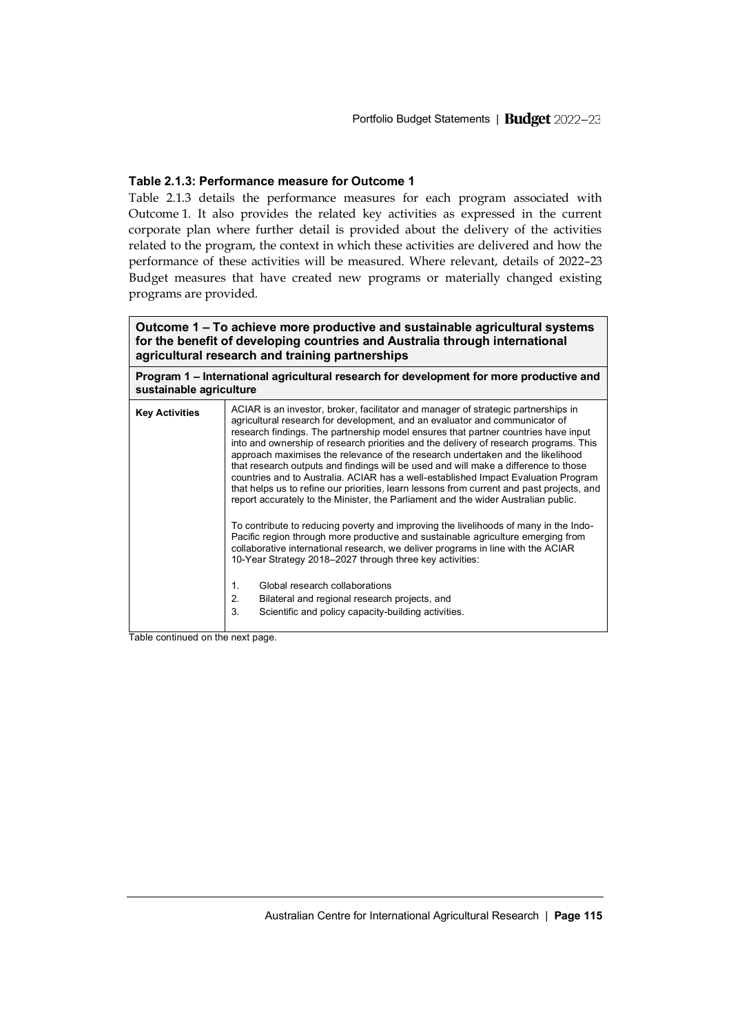### Table 2.1.3: Performance measure for Outcome 1

Table 2.1.3 details the performance measures for each program associated with Outcome 1. It also provides the related key activities as expressed in the current corporate plan where further detail is provided about the delivery of the activities related to the program, the context in which these activities are delivered and how the performance of these activities will be measured. Where relevant, details of 2022–23 Budget measures that have created new programs or materially changed existing programs are provided.

| **Outcome 1 – To achieve more productive and sustainable agricultural systems for the benefit of developing countries and Australia through international agricultural research and training partnerships** | |
|---|---|
| **Program 1 – International agricultural research for development for more productive and sustainable agriculture** | |
| **Key Activities** | ACIAR is an investor, broker, facilitator and manager of strategic partnerships in agricultural research for development, and an evaluator and communicator of research findings. The partnership model ensures that partner countries have input into and ownership of research priorities and the delivery of research programs. This approach maximises the relevance of the research undertaken and the likelihood that research outputs and findings will be used and will make a difference to those countries and to Australia. ACIAR has a well-established Impact Evaluation Program that helps us to refine our priorities, learn lessons from current and past projects, and report accurately to the Minister, the Parliament and the wider Australian public.<br><br>To contribute to reducing poverty and improving the livelihoods of many in the Indo-Pacific region through more productive and sustainable agriculture emerging from collaborative international research, we deliver programs in line with the ACIAR 10-Year Strategy 2018–2027 through three key activities:<br><br>1. Global research collaborations<br>2. Bilateral and regional research projects, and<br>3. Scientific and policy capacity-building activities. |

Table continued on the next page.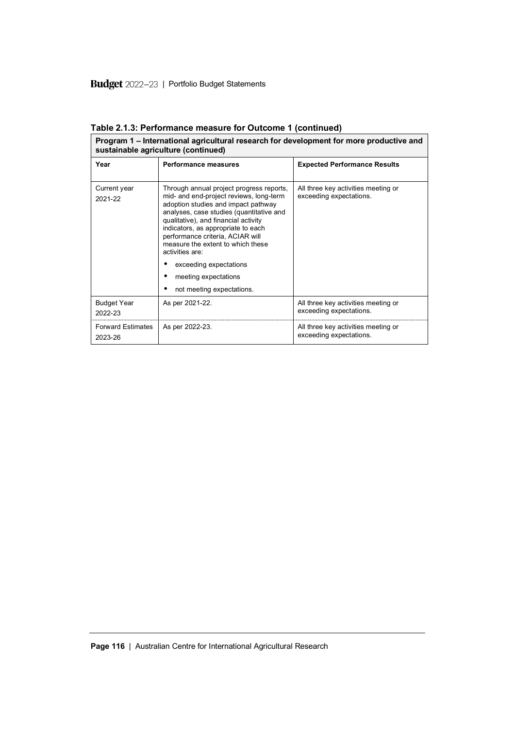**Table 2.1.3: Performance measure for Outcome 1 (continued)**

| **Program 1 – International agricultural research for development for more productive and sustainable agriculture (continued)** | | |
|---|---|---|
| **Year** | **Performance measures** | **Expected Performance Results** |
| Current year 2021-22 | Through annual project progress reports, mid- and end-project reviews, long-term adoption studies and impact pathway analyses, case studies (quantitative and qualitative), and financial activity indicators, as appropriate to each performance criteria, ACIAR will measure the extent to which these activities are: <br>• exceeding expectations <br>• meeting expectations <br>• not meeting expectations. | All three key activities meeting or exceeding expectations. |
| Budget Year 2022-23 | As per 2021-22. | All three key activities meeting or exceeding expectations. |
| Forward Estimates 2023-26 | As per 2022-23. | All three key activities meeting or exceeding expectations. |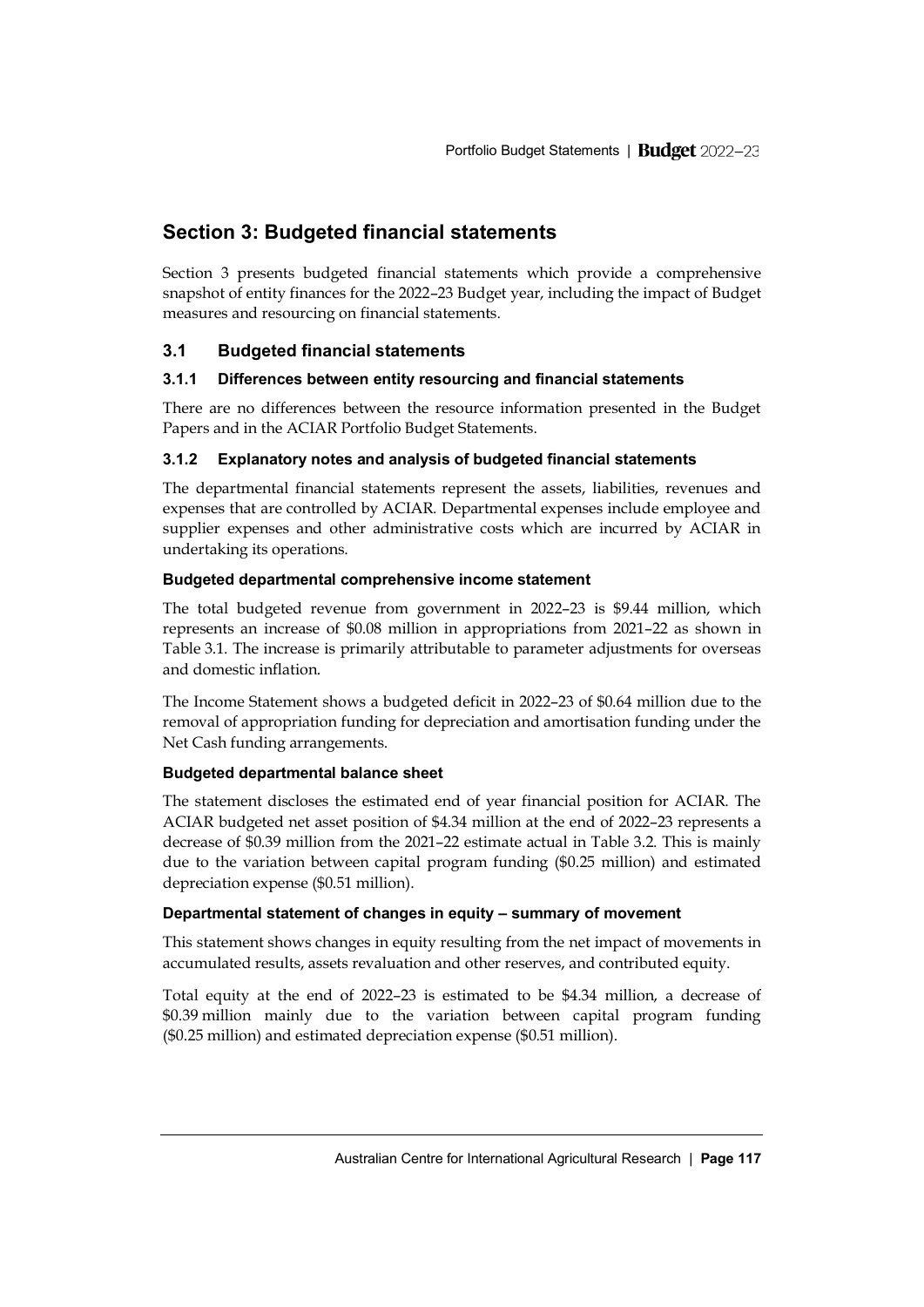## Section 3: Budgeted financial statements

Section 3 presents budgeted financial statements which provide a comprehensive snapshot of entity finances for the 2022–23 Budget year, including the impact of Budget measures and resourcing on financial statements.

### 3.1 Budgeted financial statements

#### 3.1.1 Differences between entity resourcing and financial statements

There are no differences between the resource information presented in the Budget Papers and in the ACIAR Portfolio Budget Statements.

#### 3.1.2 Explanatory notes and analysis of budgeted financial statements

The departmental financial statements represent the assets, liabilities, revenues and expenses that are controlled by ACIAR. Departmental expenses include employee and supplier expenses and other administrative costs which are incurred by ACIAR in undertaking its operations.

**Budgeted departmental comprehensive income statement**

The total budgeted revenue from government in 2022–23 is $9.44 million, which represents an increase of $0.08 million in appropriations from 2021–22 as shown in Table 3.1. The increase is primarily attributable to parameter adjustments for overseas and domestic inflation.

The Income Statement shows a budgeted deficit in 2022–23 of $0.64 million due to the removal of appropriation funding for depreciation and amortisation funding under the Net Cash funding arrangements.

**Budgeted departmental balance sheet**

The statement discloses the estimated end of year financial position for ACIAR. The ACIAR budgeted net asset position of $4.34 million at the end of 2022–23 represents a decrease of $0.39 million from the 2021–22 estimate actual in Table 3.2. This is mainly due to the variation between capital program funding ($0.25 million) and estimated depreciation expense ($0.51 million).

**Departmental statement of changes in equity – summary of movement**

This statement shows changes in equity resulting from the net impact of movements in accumulated results, assets revaluation and other reserves, and contributed equity.

Total equity at the end of 2022–23 is estimated to be $4.34 million, a decrease of $0.39 million mainly due to the variation between capital program funding ($0.25 million) and estimated depreciation expense ($0.51 million).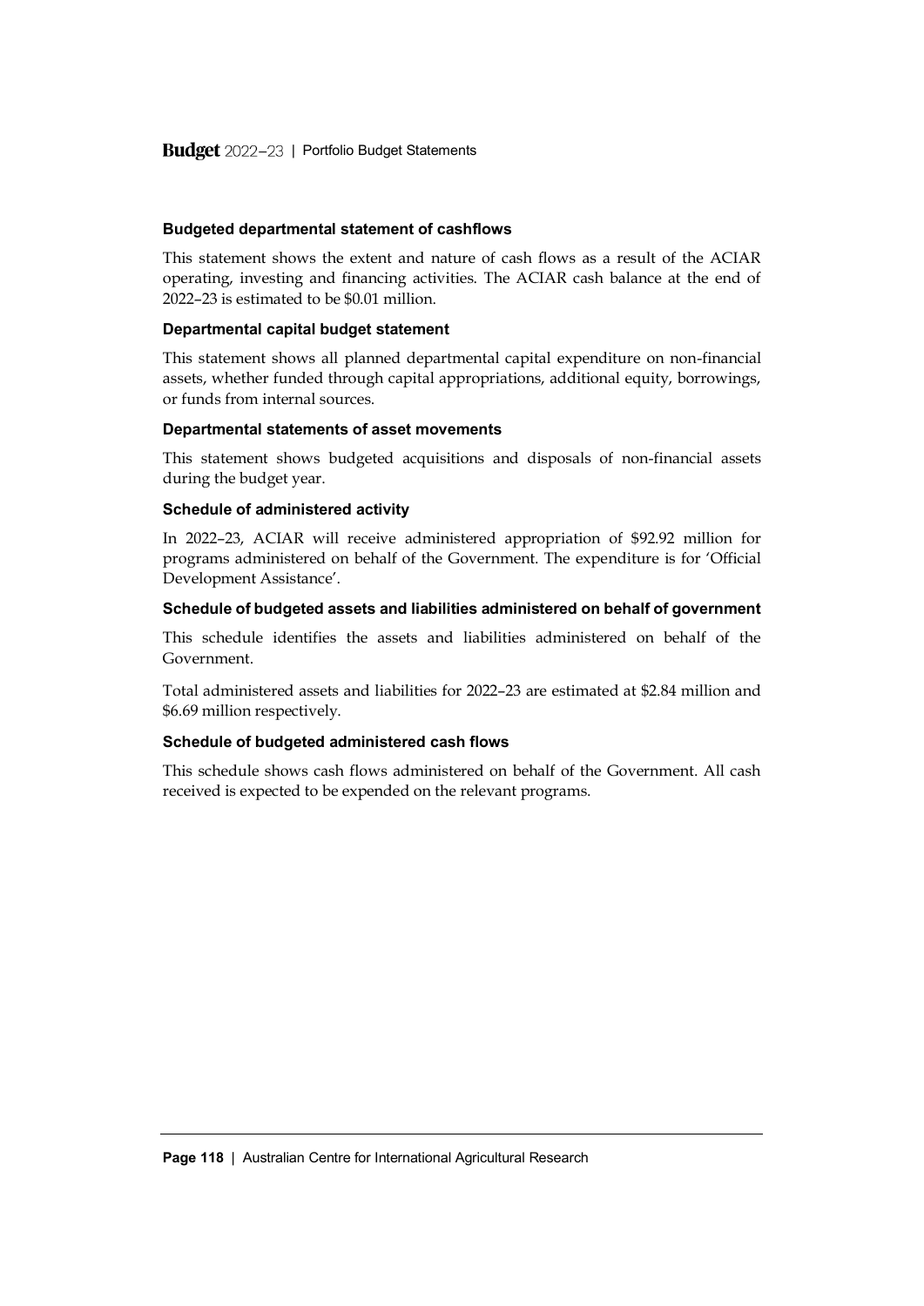#### Budgeted departmental statement of cashflows

This statement shows the extent and nature of cash flows as a result of the ACIAR operating, investing and financing activities. The ACIAR cash balance at the end of 2022–23 is estimated to be $0.01 million.

#### Departmental capital budget statement

This statement shows all planned departmental capital expenditure on non-financial assets, whether funded through capital appropriations, additional equity, borrowings, or funds from internal sources.

#### Departmental statements of asset movements

This statement shows budgeted acquisitions and disposals of non-financial assets during the budget year.

#### Schedule of administered activity

In 2022–23, ACIAR will receive administered appropriation of $92.92 million for programs administered on behalf of the Government. The expenditure is for 'Official Development Assistance'.

#### Schedule of budgeted assets and liabilities administered on behalf of government

This schedule identifies the assets and liabilities administered on behalf of the Government.

Total administered assets and liabilities for 2022–23 are estimated at $2.84 million and $6.69 million respectively.

#### Schedule of budgeted administered cash flows

This schedule shows cash flows administered on behalf of the Government. All cash received is expected to be expended on the relevant programs.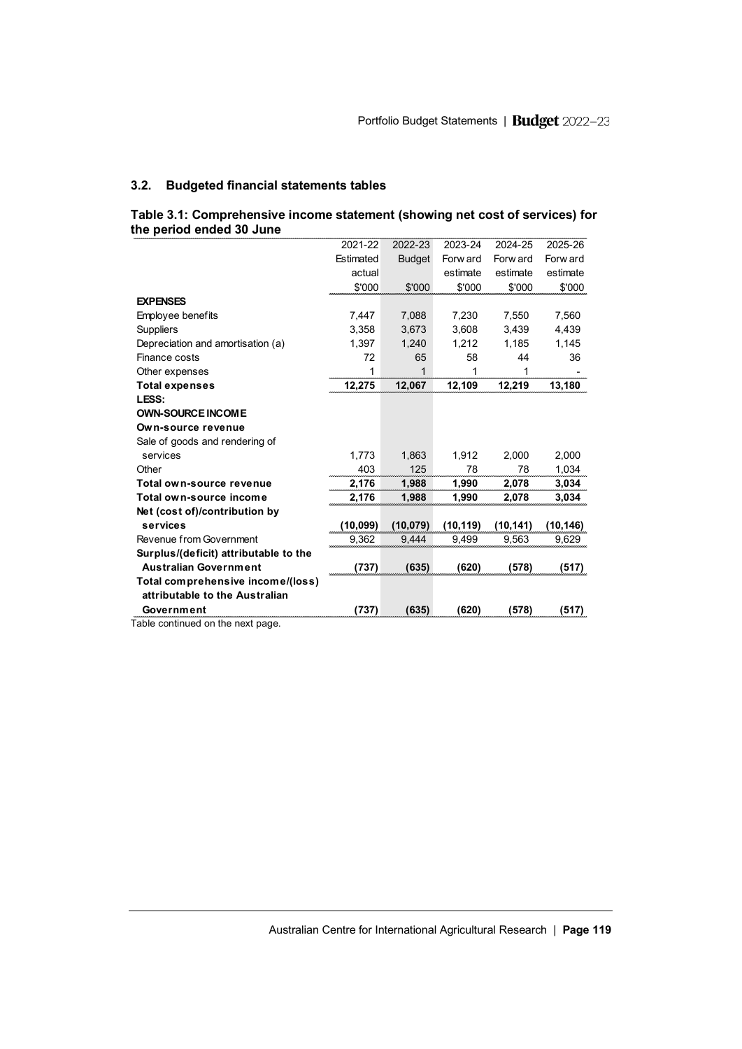### 3.2. Budgeted financial statements tables

**Table 3.1: Comprehensive income statement (showing net cost of services) for the period ended 30 June**

| | 2021-22 Estimated actual $'000 | 2022-23 Budget $'000 | 2023-24 Forward estimate $'000 | 2024-25 Forward estimate $'000 | 2025-26 Forward estimate $'000 |
|---|---|---|---|---|---|
| **EXPENSES** | | | | | |
| Employee benefits | 7,447 | 7,088 | 7,230 | 7,550 | 7,560 |
| Suppliers | 3,358 | 3,673 | 3,608 | 3,439 | 4,439 |
| Depreciation and amortisation (a) | 1,397 | 1,240 | 1,212 | 1,185 | 1,145 |
| Finance costs | 72 | 65 | 58 | 44 | 36 |
| Other expenses | 1 | 1 | 1 | 1 | - |
| **Total expenses** | **12,275** | **12,067** | **12,109** | **12,219** | **13,180** |
| **LESS:** | | | | | |
| **OWN-SOURCE INCOME** | | | | | |
| **Own-source revenue** | | | | | |
| Sale of goods and rendering of services | 1,773 | 1,863 | 1,912 | 2,000 | 2,000 |
| Other | 403 | 125 | 78 | 78 | 1,034 |
| **Total own-source revenue** | **2,176** | **1,988** | **1,990** | **2,078** | **3,034** |
| **Total own-source income** | **2,176** | **1,988** | **1,990** | **2,078** | **3,034** |
| **Net (cost of)/contribution by services** | **(10,099)** | **(10,079)** | **(10,119)** | **(10,141)** | **(10,146)** |
| Revenue from Government | 9,362 | 9,444 | 9,499 | 9,563 | 9,629 |
| **Surplus/(deficit) attributable to the Australian Government** | **(737)** | **(635)** | **(620)** | **(578)** | **(517)** |
| **Total comprehensive income/(loss) attributable to the Australian Government** | **(737)** | **(635)** | **(620)** | **(578)** | **(517)** |

Table continued on the next page.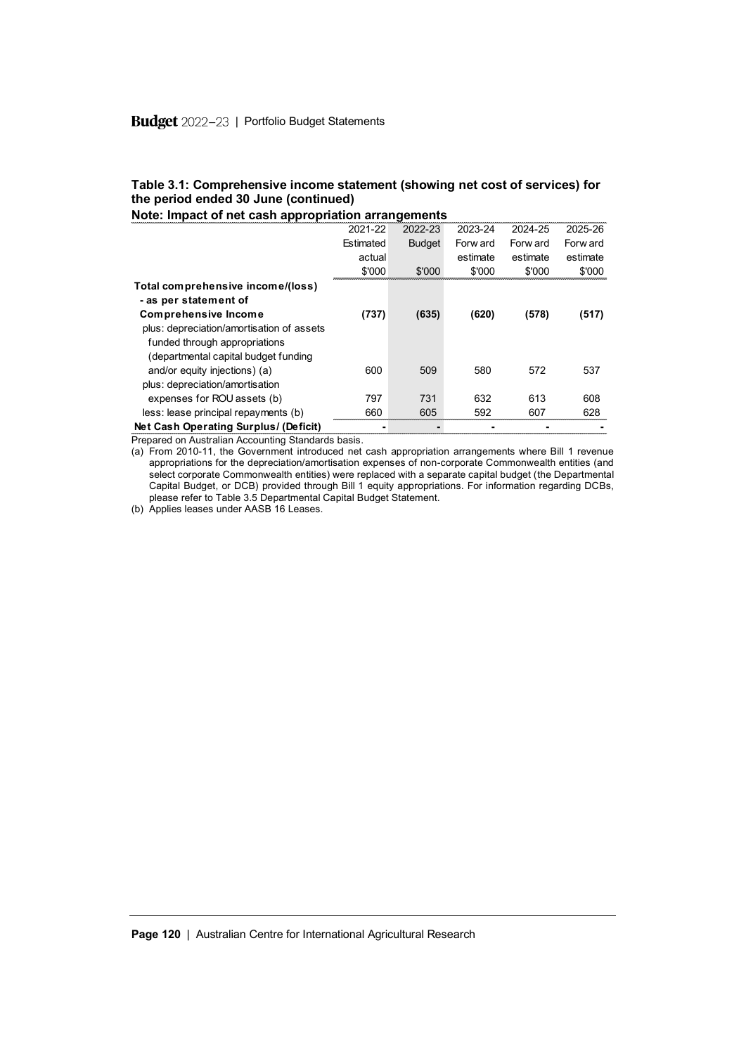**Table 3.1: Comprehensive income statement (showing net cost of services) for the period ended 30 June (continued)**

**Note: Impact of net cash appropriation arrangements**

| | 2021-22 Estimated actual $'000 | 2022-23 Budget $'000 | 2023-24 Forward estimate $'000 | 2024-25 Forward estimate $'000 | 2025-26 Forward estimate $'000 |
|---|---|---|---|---|---|
| **Total comprehensive income/(loss) - as per statement of Comprehensive Income** | **(737)** | **(635)** | **(620)** | **(578)** | **(517)** |
| plus: depreciation/amortisation of assets funded through appropriations (departmental capital budget funding and/or equity injections) (a) | 600 | 509 | 580 | 572 | 537 |
| plus: depreciation/amortisation expenses for ROU assets (b) | 797 | 731 | 632 | 613 | 608 |
| less: lease principal repayments (b) | 660 | 605 | 592 | 607 | 628 |
| **Net Cash Operating Surplus/ (Deficit)** | **-** | **-** | **-** | **-** | **-** |

Prepared on Australian Accounting Standards basis.

(a) From 2010-11, the Government introduced net cash appropriation arrangements where Bill 1 revenue appropriations for the depreciation/amortisation expenses of non-corporate Commonwealth entities (and select corporate Commonwealth entities) were replaced with a separate capital budget (the Departmental Capital Budget, or DCB) provided through Bill 1 equity appropriations. For information regarding DCBs, please refer to Table 3.5 Departmental Capital Budget Statement.

(b) Applies leases under AASB 16 Leases.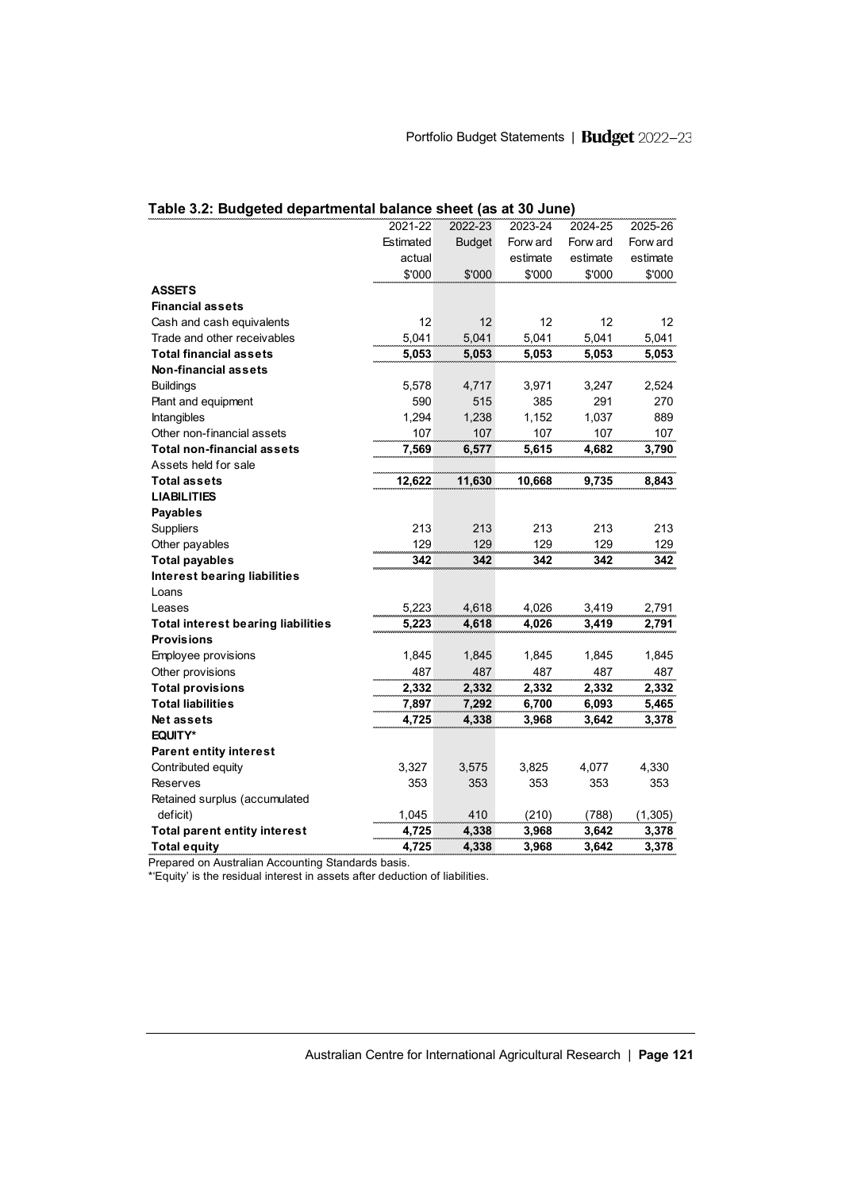### Table 3.2: Budgeted departmental balance sheet (as at 30 June)

| | 2021-22 Estimated actual $'000 | 2022-23 Budget $'000 | 2023-24 Forward estimate $'000 | 2024-25 Forward estimate $'000 | 2025-26 Forward estimate $'000 |
|---|---|---|---|---|---|
| **ASSETS** | | | | | |
| **Financial assets** | | | | | |
| Cash and cash equivalents | 12 | 12 | 12 | 12 | 12 |
| Trade and other receivables | 5,041 | 5,041 | 5,041 | 5,041 | 5,041 |
| **Total financial assets** | **5,053** | **5,053** | **5,053** | **5,053** | **5,053** |
| **Non-financial assets** | | | | | |
| Buildings | 5,578 | 4,717 | 3,971 | 3,247 | 2,524 |
| Plant and equipment | 590 | 515 | 385 | 291 | 270 |
| Intangibles | 1,294 | 1,238 | 1,152 | 1,037 | 889 |
| Other non-financial assets | 107 | 107 | 107 | 107 | 107 |
| **Total non-financial assets** | **7,569** | **6,577** | **5,615** | **4,682** | **3,790** |
| Assets held for sale | | | | | |
| **Total assets** | **12,622** | **11,630** | **10,668** | **9,735** | **8,843** |
| **LIABILITIES** | | | | | |
| **Payables** | | | | | |
| Suppliers | 213 | 213 | 213 | 213 | 213 |
| Other payables | 129 | 129 | 129 | 129 | 129 |
| **Total payables** | **342** | **342** | **342** | **342** | **342** |
| **Interest bearing liabilities** | | | | | |
| Loans | | | | | |
| Leases | 5,223 | 4,618 | 4,026 | 3,419 | 2,791 |
| **Total interest bearing liabilities** | **5,223** | **4,618** | **4,026** | **3,419** | **2,791** |
| **Provisions** | | | | | |
| Employee provisions | 1,845 | 1,845 | 1,845 | 1,845 | 1,845 |
| Other provisions | 487 | 487 | 487 | 487 | 487 |
| **Total provisions** | **2,332** | **2,332** | **2,332** | **2,332** | **2,332** |
| **Total liabilities** | **7,897** | **7,292** | **6,700** | **6,093** | **5,465** |
| **Net assets** | **4,725** | **4,338** | **3,968** | **3,642** | **3,378** |
| **EQUITY*** | | | | | |
| **Parent entity interest** | | | | | |
| Contributed equity | 3,327 | 3,575 | 3,825 | 4,077 | 4,330 |
| Reserves | 353 | 353 | 353 | 353 | 353 |
| Retained surplus (accumulated deficit) | 1,045 | 410 | (210) | (788) | (1,305) |
| **Total parent entity interest** | **4,725** | **4,338** | **3,968** | **3,642** | **3,378** |
| **Total equity** | **4,725** | **4,338** | **3,968** | **3,642** | **3,378** |

Prepared on Australian Accounting Standards basis.

*'Equity' is the residual interest in assets after deduction of liabilities.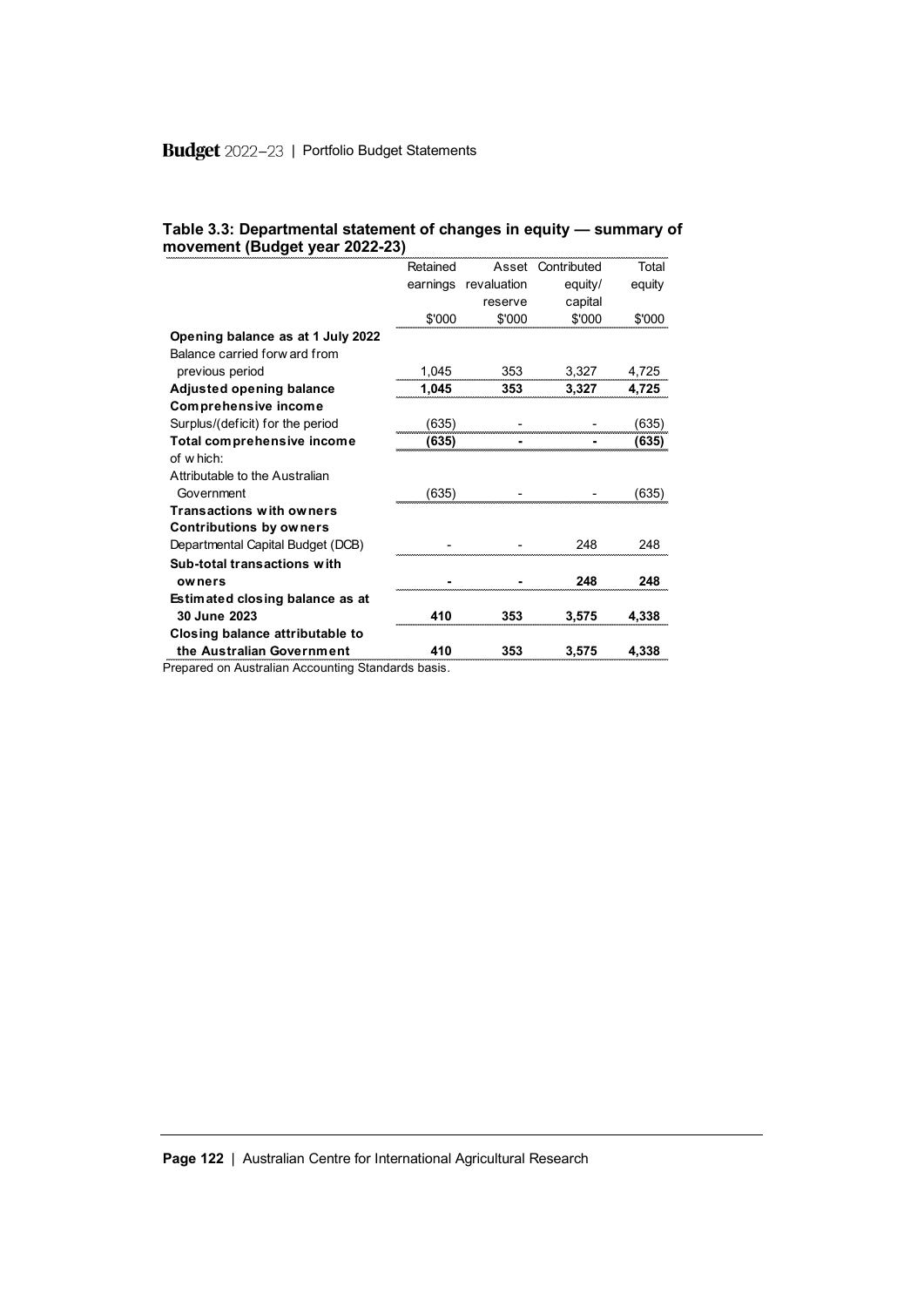**Table 3.3: Departmental statement of changes in equity — summary of movement (Budget year 2022-23)**

| | Retained earnings | Asset revaluation reserve | Contributed equity/ capital | Total equity |
|---|---|---|---|---|
| | $'000 | $'000 | $'000 | $'000 |
| **Opening balance as at 1 July 2022** | | | | |
| Balance carried forward from previous period | 1,045 | 353 | 3,327 | 4,725 |
| **Adjusted opening balance** | **1,045** | **353** | **3,327** | **4,725** |
| **Comprehensive income** | | | | |
| Surplus/(deficit) for the period | (635) | - | - | (635) |
| **Total comprehensive income** | **(635)** | **-** | **-** | **(635)** |
| of which: | | | | |
| Attributable to the Australian Government | (635) | - | - | (635) |
| **Transactions with owners** | | | | |
| **Contributions by owners** | | | | |
| Departmental Capital Budget (DCB) | - | - | 248 | 248 |
| **Sub-total transactions with owners** | **-** | **-** | **248** | **248** |
| **Estimated closing balance as at 30 June 2023** | **410** | **353** | **3,575** | **4,338** |
| **Closing balance attributable to the Australian Government** | **410** | **353** | **3,575** | **4,338** |

Prepared on Australian Accounting Standards basis.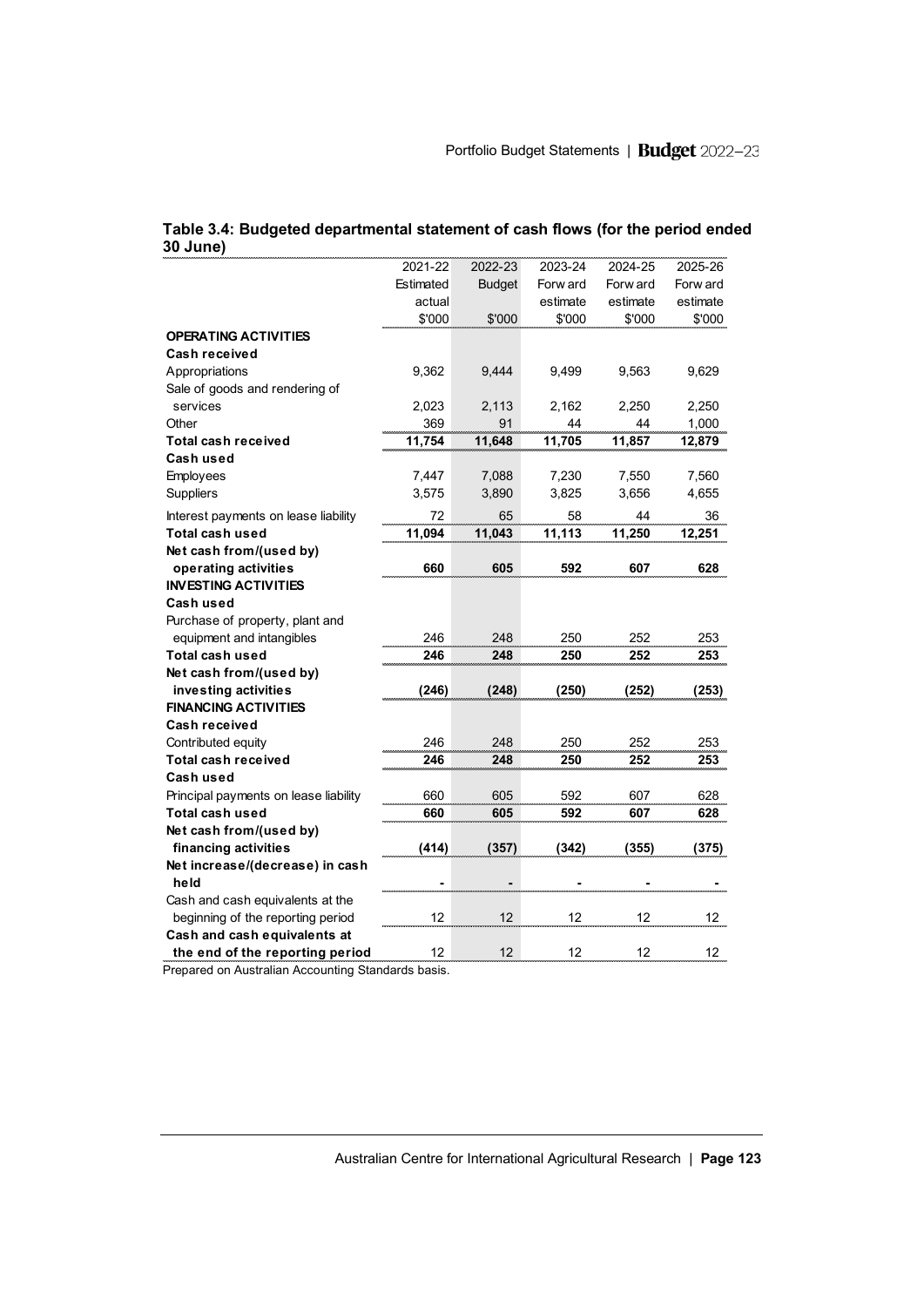**Table 3.4: Budgeted departmental statement of cash flows (for the period ended 30 June)**

| | 2021-22 Estimated actual $'000 | 2022-23 Budget $'000 | 2023-24 Forward estimate $'000 | 2024-25 Forward estimate $'000 | 2025-26 Forward estimate $'000 |
|---|---|---|---|---|---|
| **OPERATING ACTIVITIES** | | | | | |
| **Cash received** | | | | | |
| Appropriations | 9,362 | 9,444 | 9,499 | 9,563 | 9,629 |
| Sale of goods and rendering of services | 2,023 | 2,113 | 2,162 | 2,250 | 2,250 |
| Other | 369 | 91 | 44 | 44 | 1,000 |
| **Total cash received** | **11,754** | **11,648** | **11,705** | **11,857** | **12,879** |
| **Cash used** | | | | | |
| Employees | 7,447 | 7,088 | 7,230 | 7,550 | 7,560 |
| Suppliers | 3,575 | 3,890 | 3,825 | 3,656 | 4,655 |
| Interest payments on lease liability | 72 | 65 | 58 | 44 | 36 |
| **Total cash used** | **11,094** | **11,043** | **11,113** | **11,250** | **12,251** |
| **Net cash from/(used by) operating activities** | **660** | **605** | **592** | **607** | **628** |
| **INVESTING ACTIVITIES** | | | | | |
| **Cash used** | | | | | |
| Purchase of property, plant and equipment and intangibles | 246 | 248 | 250 | 252 | 253 |
| **Total cash used** | **246** | **248** | **250** | **252** | **253** |
| **Net cash from/(used by) investing activities** | **(246)** | **(248)** | **(250)** | **(252)** | **(253)** |
| **FINANCING ACTIVITIES** | | | | | |
| **Cash received** | | | | | |
| Contributed equity | 246 | 248 | 250 | 252 | 253 |
| **Total cash received** | **246** | **248** | **250** | **252** | **253** |
| **Cash used** | | | | | |
| Principal payments on lease liability | 660 | 605 | 592 | 607 | 628 |
| **Total cash used** | **660** | **605** | **592** | **607** | **628** |
| **Net cash from/(used by) financing activities** | **(414)** | **(357)** | **(342)** | **(355)** | **(375)** |
| **Net increase/(decrease) in cash held** | **-** | **-** | **-** | **-** | **-** |
| Cash and cash equivalents at the beginning of the reporting period | 12 | 12 | 12 | 12 | 12 |
| **Cash and cash equivalents at the end of the reporting period** | 12 | 12 | 12 | 12 | 12 |

Prepared on Australian Accounting Standards basis.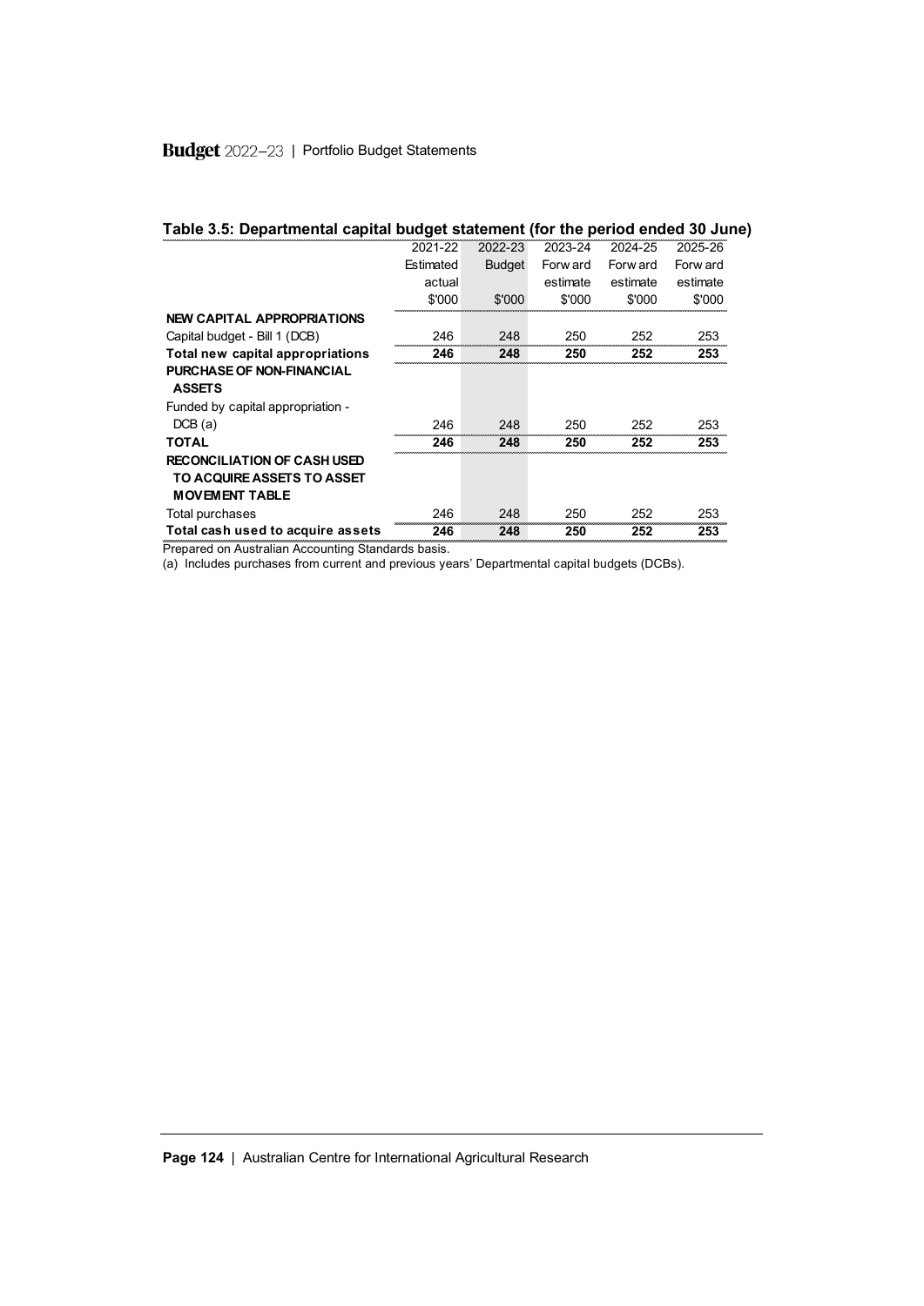**Table 3.5: Departmental capital budget statement (for the period ended 30 June)**

| | 2021-22 Estimated actual $'000 | 2022-23 Budget $'000 | 2023-24 Forward estimate $'000 | 2024-25 Forward estimate $'000 | 2025-26 Forward estimate $'000 |
|---|---|---|---|---|---|
| **NEW CAPITAL APPROPRIATIONS** | | | | | |
| Capital budget - Bill 1 (DCB) | 246 | 248 | 250 | 252 | 253 |
| **Total new capital appropriations** | **246** | **248** | **250** | **252** | **253** |
| **PURCHASE OF NON-FINANCIAL ASSETS** | | | | | |
| Funded by capital appropriation - DCB (a) | 246 | 248 | 250 | 252 | 253 |
| **TOTAL** | **246** | **248** | **250** | **252** | **253** |
| **RECONCILIATION OF CASH USED TO ACQUIRE ASSETS TO ASSET MOVEMENT TABLE** | | | | | |
| Total purchases | 246 | 248 | 250 | 252 | 253 |
| **Total cash used to acquire assets** | **246** | **248** | **250** | **252** | **253** |

Prepared on Australian Accounting Standards basis.

(a) Includes purchases from current and previous years' Departmental capital budgets (DCBs).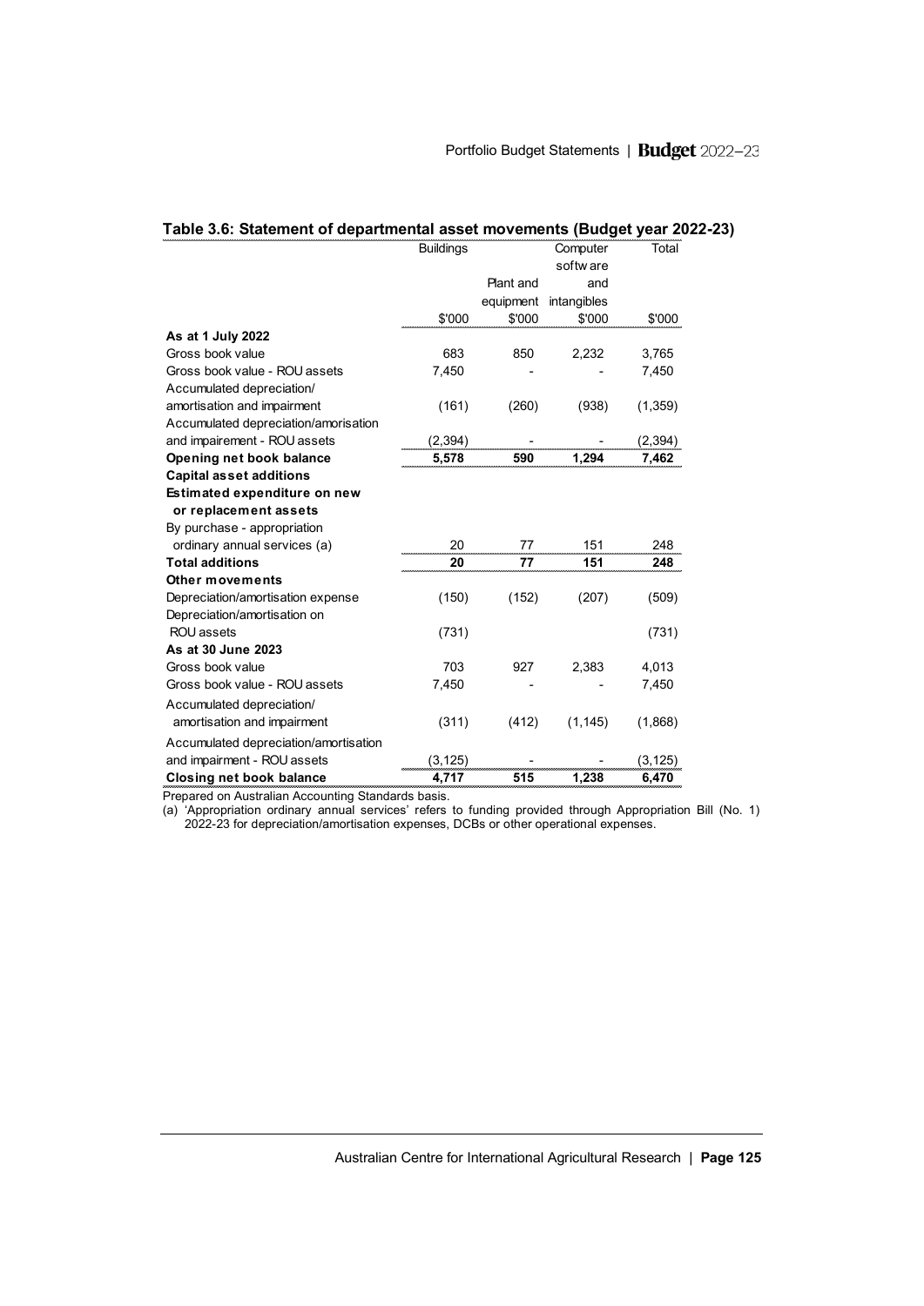### Table 3.6: Statement of departmental asset movements (Budget year 2022-23)

| | Buildings | Plant and equipment | Computer software and intangibles | Total |
|---|---|---|---|---|
| | $'000 | $'000 | $'000 | $'000 |
| **As at 1 July 2022** | | | | |
| Gross book value | 683 | 850 | 2,232 | 3,765 |
| Gross book value - ROU assets | 7,450 | - | - | 7,450 |
| Accumulated depreciation/ amortisation and impairment | (161) | (260) | (938) | (1,359) |
| Accumulated depreciation/amorisation and impairement - ROU assets | (2,394) | - | - | (2,394) |
| **Opening net book balance** | **5,578** | **590** | **1,294** | **7,462** |
| **Capital asset additions** | | | | |
| **Estimated expenditure on new or replacement assets** | | | | |
| By purchase - appropriation ordinary annual services (a) | 20 | 77 | 151 | 248 |
| **Total additions** | **20** | **77** | **151** | **248** |
| **Other movements** | | | | |
| Depreciation/amortisation expense | (150) | (152) | (207) | (509) |
| Depreciation/amortisation on ROU assets | (731) | | | (731) |
| **As at 30 June 2023** | | | | |
| Gross book value | 703 | 927 | 2,383 | 4,013 |
| Gross book value - ROU assets | 7,450 | - | - | 7,450 |
| Accumulated depreciation/ amortisation and impairment | (311) | (412) | (1,145) | (1,868) |
| Accumulated depreciation/amortisation and impairment - ROU assets | (3,125) | - | - | (3,125) |
| **Closing net book balance** | **4,717** | **515** | **1,238** | **6,470** |

Prepared on Australian Accounting Standards basis.

(a) 'Appropriation ordinary annual services' refers to funding provided through Appropriation Bill (No. 1) 2022-23 for depreciation/amortisation expenses, DCBs or other operational expenses.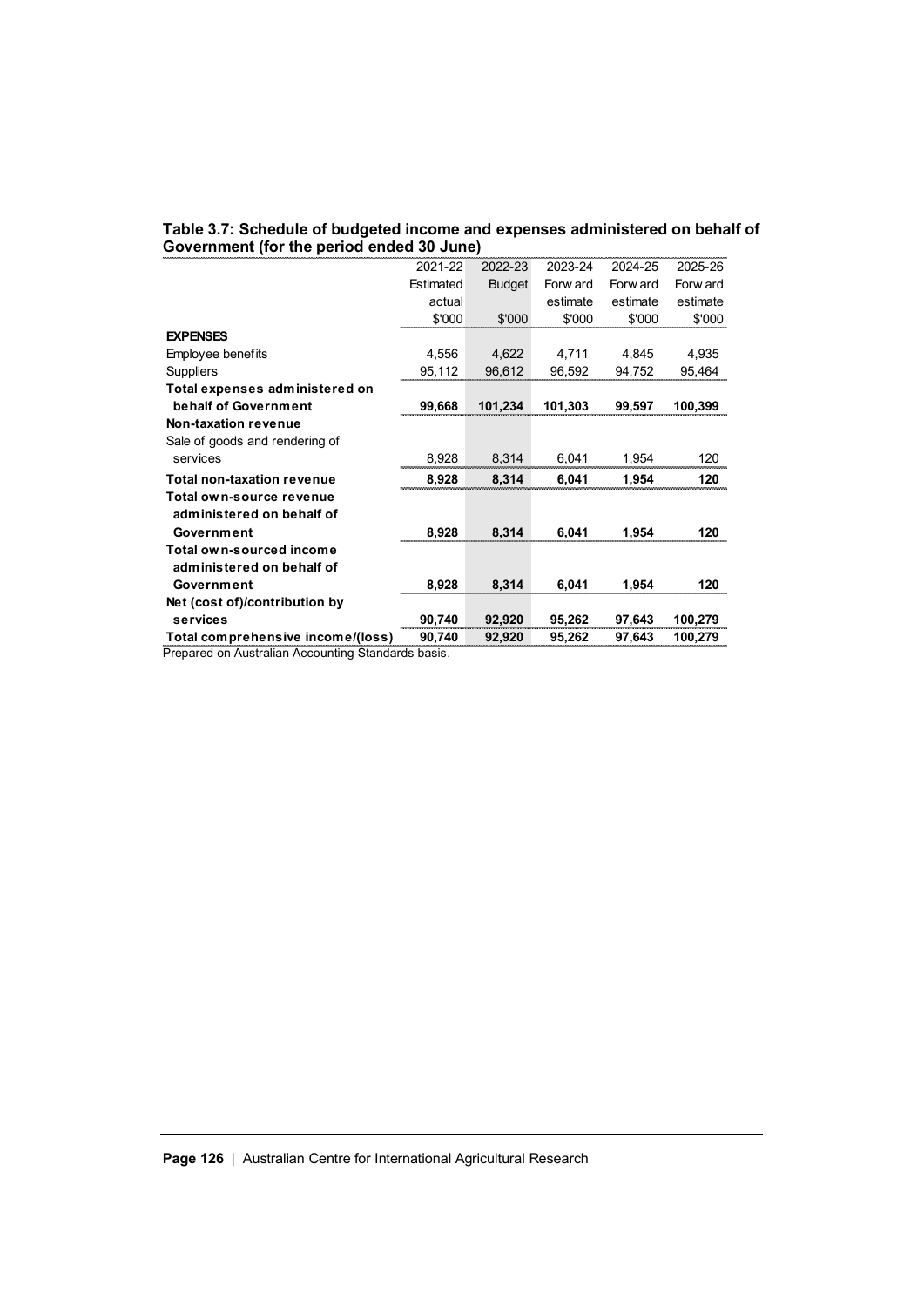**Table 3.7: Schedule of budgeted income and expenses administered on behalf of Government (for the period ended 30 June)**

| | 2021-22 Estimated actual $'000 | 2022-23 Budget $'000 | 2023-24 Forward estimate $'000 | 2024-25 Forward estimate $'000 | 2025-26 Forward estimate $'000 |
|---|---|---|---|---|---|
| **EXPENSES** | | | | | |
| Employee benefits | 4,556 | 4,622 | 4,711 | 4,845 | 4,935 |
| Suppliers | 95,112 | 96,612 | 96,592 | 94,752 | 95,464 |
| **Total expenses administered on behalf of Government** | **99,668** | **101,234** | **101,303** | **99,597** | **100,399** |
| **Non-taxation revenue** | | | | | |
| Sale of goods and rendering of services | 8,928 | 8,314 | 6,041 | 1,954 | 120 |
| **Total non-taxation revenue** | **8,928** | **8,314** | **6,041** | **1,954** | **120** |
| **Total own-source revenue administered on behalf of Government** | **8,928** | **8,314** | **6,041** | **1,954** | **120** |
| **Total own-sourced income administered on behalf of Government** | **8,928** | **8,314** | **6,041** | **1,954** | **120** |
| **Net (cost of)/contribution by services** | **90,740** | **92,920** | **95,262** | **97,643** | **100,279** |
| **Total comprehensive income/(loss)** | **90,740** | **92,920** | **95,262** | **97,643** | **100,279** |

Prepared on Australian Accounting Standards basis.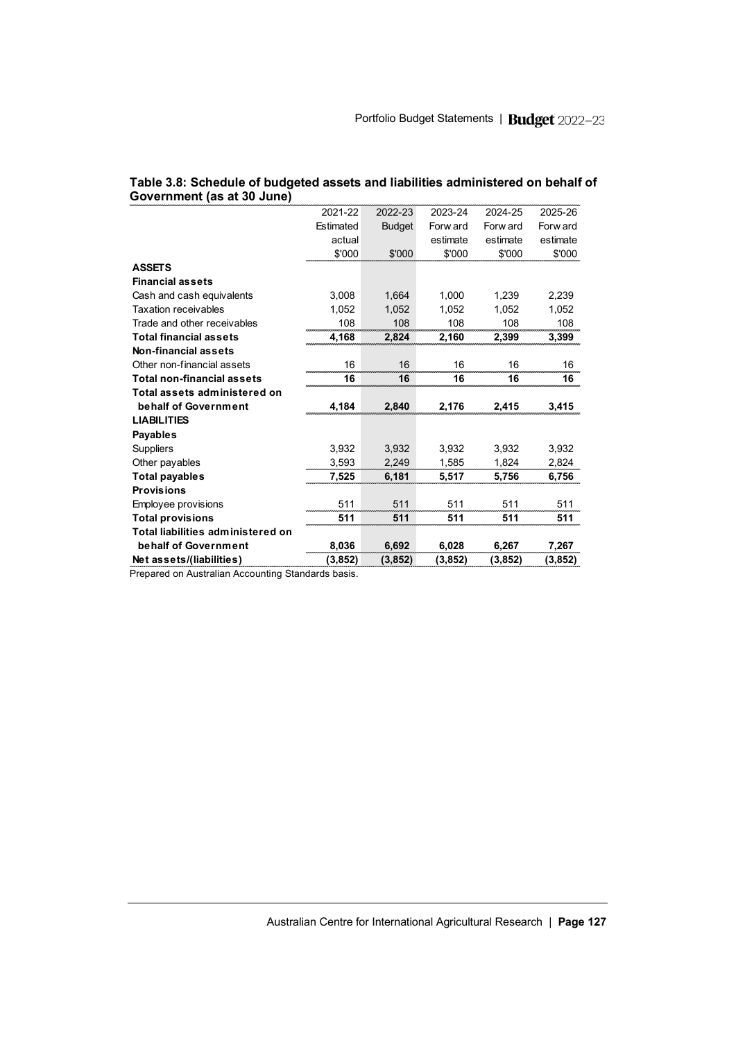### Table 3.8: Schedule of budgeted assets and liabilities administered on behalf of Government (as at 30 June)

| | 2021-22 Estimated actual $'000 | 2022-23 Budget $'000 | 2023-24 Forward estimate $'000 | 2024-25 Forward estimate $'000 | 2025-26 Forward estimate $'000 |
|---|---|---|---|---|---|
| **ASSETS** | | | | | |
| **Financial assets** | | | | | |
| Cash and cash equivalents | 3,008 | 1,664 | 1,000 | 1,239 | 2,239 |
| Taxation receivables | 1,052 | 1,052 | 1,052 | 1,052 | 1,052 |
| Trade and other receivables | 108 | 108 | 108 | 108 | 108 |
| **Total financial assets** | **4,168** | **2,824** | **2,160** | **2,399** | **3,399** |
| **Non-financial assets** | | | | | |
| Other non-financial assets | 16 | 16 | 16 | 16 | 16 |
| **Total non-financial assets** | **16** | **16** | **16** | **16** | **16** |
| **Total assets administered on behalf of Government** | **4,184** | **2,840** | **2,176** | **2,415** | **3,415** |
| **LIABILITIES** | | | | | |
| **Payables** | | | | | |
| Suppliers | 3,932 | 3,932 | 3,932 | 3,932 | 3,932 |
| Other payables | 3,593 | 2,249 | 1,585 | 1,824 | 2,824 |
| **Total payables** | **7,525** | **6,181** | **5,517** | **5,756** | **6,756** |
| **Provisions** | | | | | |
| Employee provisions | 511 | 511 | 511 | 511 | 511 |
| **Total provisions** | **511** | **511** | **511** | **511** | **511** |
| **Total liabilities administered on behalf of Government** | **8,036** | **6,692** | **6,028** | **6,267** | **7,267** |
| **Net assets/(liabilities)** | **(3,852)** | **(3,852)** | **(3,852)** | **(3,852)** | **(3,852)** |

Prepared on Australian Accounting Standards basis.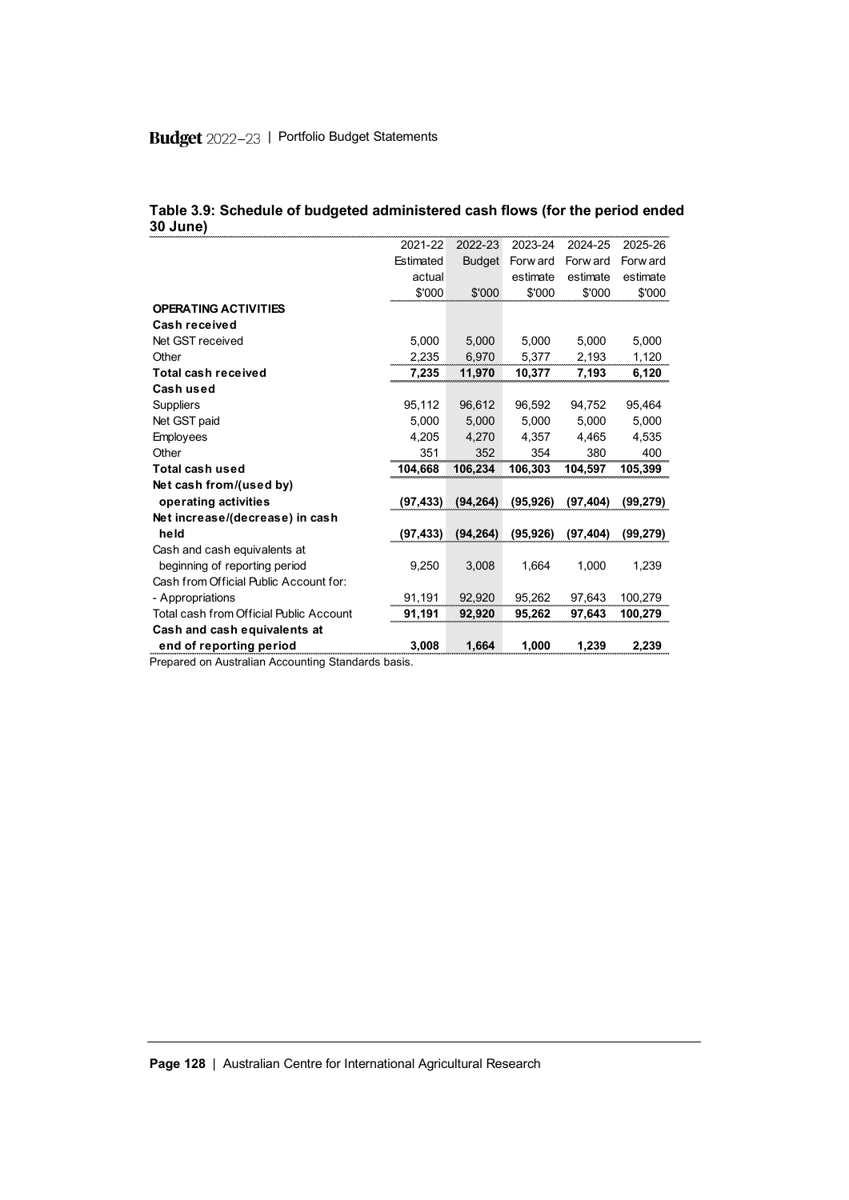## Table 3.9: Schedule of budgeted administered cash flows (for the period ended 30 June)

| | 2021-22 Estimated actual $'000 | 2022-23 Budget $'000 | 2023-24 Forward estimate $'000 | 2024-25 Forward estimate $'000 | 2025-26 Forward estimate $'000 |
|---|---|---|---|---|---|
| **OPERATING ACTIVITIES** | | | | | |
| **Cash received** | | | | | |
| Net GST received | 5,000 | 5,000 | 5,000 | 5,000 | 5,000 |
| Other | 2,235 | 6,970 | 5,377 | 2,193 | 1,120 |
| **Total cash received** | **7,235** | **11,970** | **10,377** | **7,193** | **6,120** |
| **Cash used** | | | | | |
| Suppliers | 95,112 | 96,612 | 96,592 | 94,752 | 95,464 |
| Net GST paid | 5,000 | 5,000 | 5,000 | 5,000 | 5,000 |
| Employees | 4,205 | 4,270 | 4,357 | 4,465 | 4,535 |
| Other | 351 | 352 | 354 | 380 | 400 |
| **Total cash used** | **104,668** | **106,234** | **106,303** | **104,597** | **105,399** |
| **Net cash from/(used by) operating activities** | **(97,433)** | **(94,264)** | **(95,926)** | **(97,404)** | **(99,279)** |
| **Net increase/(decrease) in cash held** | **(97,433)** | **(94,264)** | **(95,926)** | **(97,404)** | **(99,279)** |
| Cash and cash equivalents at beginning of reporting period | 9,250 | 3,008 | 1,664 | 1,000 | 1,239 |
| Cash from Official Public Account for: | | | | | |
| - Appropriations | 91,191 | 92,920 | 95,262 | 97,643 | 100,279 |
| Total cash from Official Public Account | **91,191** | **92,920** | **95,262** | **97,643** | **100,279** |
| **Cash and cash equivalents at end of reporting period** | **3,008** | **1,664** | **1,000** | **1,239** | **2,239** |

Prepared on Australian Accounting Standards basis.